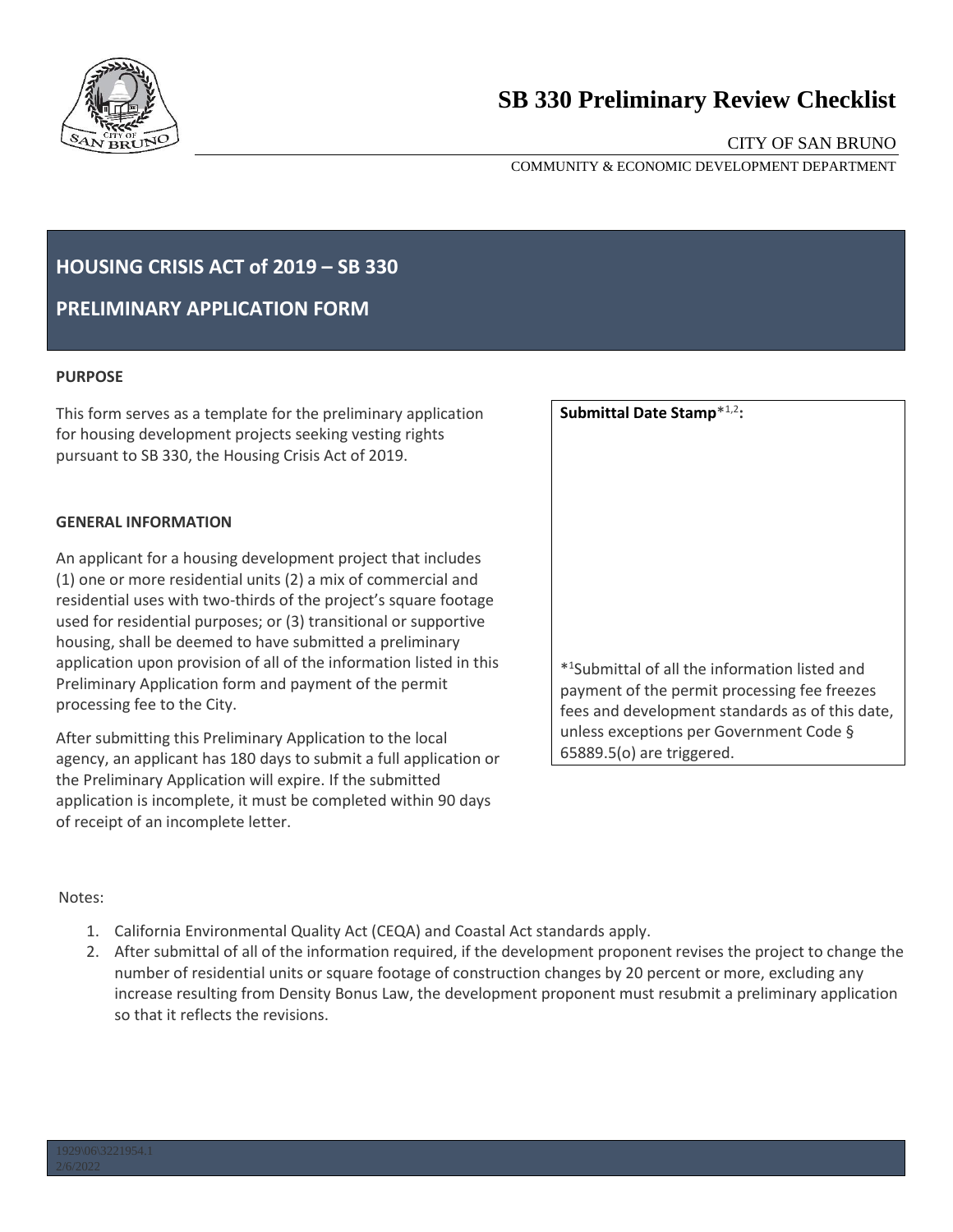# SB 330 Preliminary Review Checklist

CITY OF SAN BRUNO

COMMUNITY & ECONOMIC DEVELOPMENT DEPARTMENT

## HOUSING CRISIS ACT of 2019 – SB 330

## PRELIMINARY APPLICATION FORM

**PURPOSE**

This form serves as a template for the preliminary application for housing development projects seeking vesting rights pursuant to SB 330, the Housing Crisis Act of 2019.

**GENERAL INFORMATION**

An applicant for a housing development project that includes (1) one or more residential units (2) a mix of commercial and residential uses with two-thirds of the project's square footage used for residential purposes; or (3) transitional or supportive housing, shall be deemed to have submitted a preliminary application upon provision of all of the information listed in this Preliminary Application form and payment of the permit processing fee to the City.

After submitting this Preliminary Application to the local agency, an applicant has 180 days to submit a full application or the Preliminary Application will expire. If the submitted application is incomplete, it must be completed within 90 days of receipt of an incomplete letter.

**Submittal Date Stamp**\*[1,2]**:**

\*[1]Submittal of all the information listed and payment of the permit processing fee freezes fees and development standards as of this date, unless exceptions per Government Code § 65889.5(o) are triggered.

Notes:

1. California Environmental Quality Act (CEQA) and Coastal Act standards apply.
2. After submittal of all of the information required, if the development proponent revises the project to change the number of residential units or square footage of construction changes by 20 percent or more, excluding any increase resulting from Density Bonus Law, the development proponent must resubmit a preliminary application so that it reflects the revisions.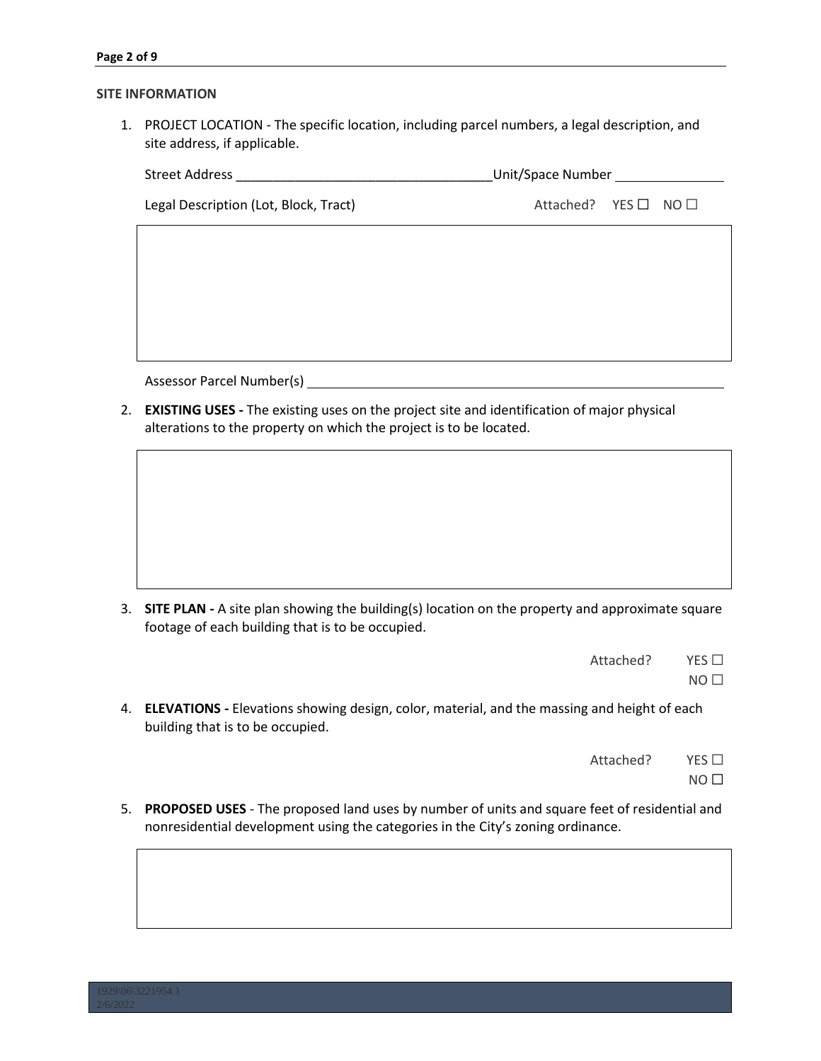## SITE INFORMATION

1. PROJECT LOCATION - The specific location, including parcel numbers, a legal description, and site address, if applicable.

   Street Address ___________________________________ Unit/Space Number ______________

   Legal Description (Lot, Block, Tract) Attached? YES ☐ NO ☐

   Assessor Parcel Number(s) ______________________________________________________

2. **EXISTING USES -** The existing uses on the project site and identification of major physical alterations to the property on which the project is to be located.

3. **SITE PLAN -** A site plan showing the building(s) location on the property and approximate square footage of each building that is to be occupied.

   Attached? YES ☐ NO ☐

4. **ELEVATIONS -** Elevations showing design, color, material, and the massing and height of each building that is to be occupied.

   Attached? YES ☐ NO ☐

5. **PROPOSED USES** - The proposed land uses by number of units and square feet of residential and nonresidential development using the categories in the City's zoning ordinance.

1929\06\3221954.1
2/6/2022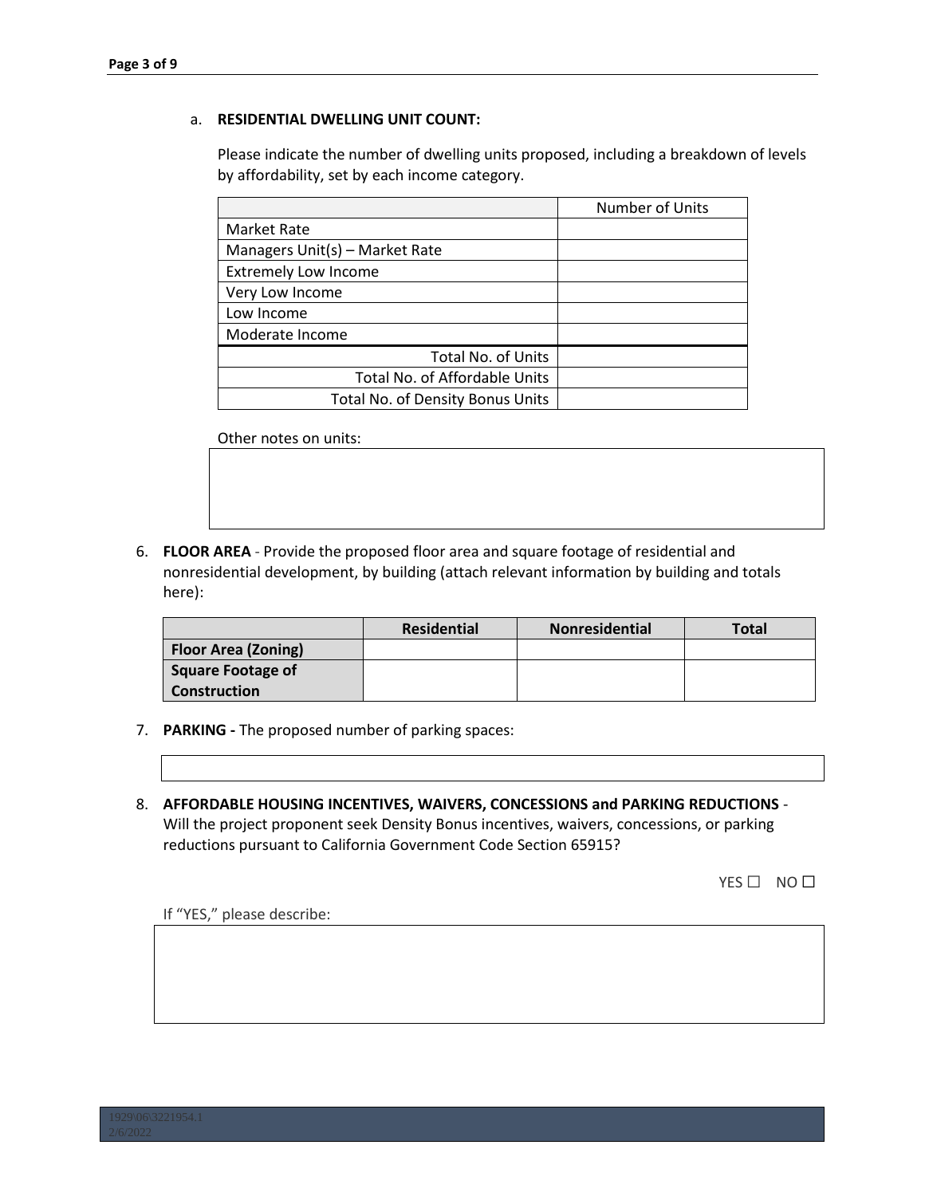a. **RESIDENTIAL DWELLING UNIT COUNT:**

Please indicate the number of dwelling units proposed, including a breakdown of levels by affordability, set by each income category.

| | Number of Units |
|---|---|
| Market Rate | |
| Managers Unit(s) – Market Rate | |
| Extremely Low Income | |
| Very Low Income | |
| Low Income | |
| Moderate Income | |
| Total No. of Units | |
| Total No. of Affordable Units | |
| Total No. of Density Bonus Units | |

Other notes on units:

6. **FLOOR AREA** - Provide the proposed floor area and square footage of residential and nonresidential development, by building (attach relevant information by building and totals here):

| | Residential | Nonresidential | Total |
|---|---|---|---|
| **Floor Area (Zoning)** | | | |
| **Square Footage of Construction** | | | |

7. **PARKING -** The proposed number of parking spaces:

8. **AFFORDABLE HOUSING INCENTIVES, WAIVERS, CONCESSIONS and PARKING REDUCTIONS** - Will the project proponent seek Density Bonus incentives, waivers, concessions, or parking reductions pursuant to California Government Code Section 65915?

YES ☐ NO ☐

If "YES," please describe:

1929\06\3221954.1
2/6/2022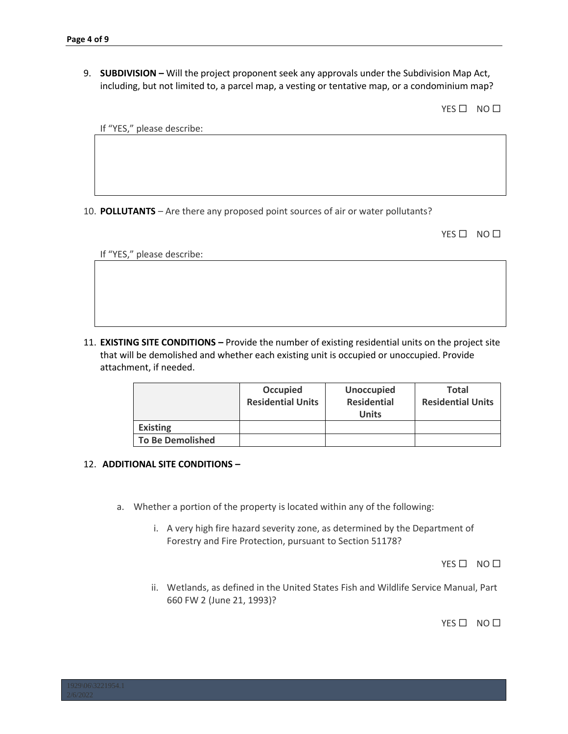9. **SUBDIVISION –** Will the project proponent seek any approvals under the Subdivision Map Act, including, but not limited to, a parcel map, a vesting or tentative map, or a condominium map?

   YES ☐ NO ☐

   If "YES," please describe:

10. **POLLUTANTS** – Are there any proposed point sources of air or water pollutants?

    YES ☐ NO ☐

    If "YES," please describe:

11. **EXISTING SITE CONDITIONS –** Provide the number of existing residential units on the project site that will be demolished and whether each existing unit is occupied or unoccupied. Provide attachment, if needed.

| | Occupied Residential Units | Unoccupied Residential Units | Total Residential Units |
|---|---|---|---|
| **Existing** | | | |
| **To Be Demolished** | | | |

12. **ADDITIONAL SITE CONDITIONS –**

    a. Whether a portion of the property is located within any of the following:

       i. A very high fire hazard severity zone, as determined by the Department of Forestry and Fire Protection, pursuant to Section 51178?

          YES ☐ NO ☐

       ii. Wetlands, as defined in the United States Fish and Wildlife Service Manual, Part 660 FW 2 (June 21, 1993)?

          YES ☐ NO ☐

1929\06\3221954.1
2/6/2022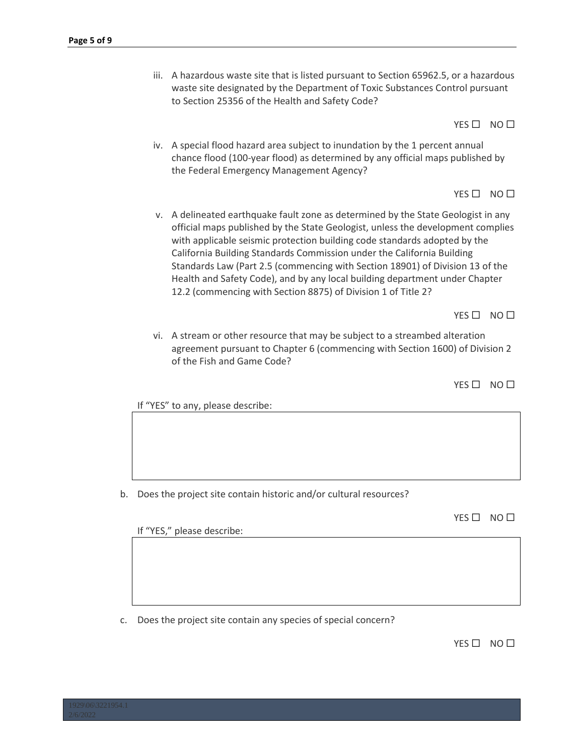iii. A hazardous waste site that is listed pursuant to Section 65962.5, or a hazardous waste site designated by the Department of Toxic Substances Control pursuant to Section 25356 of the Health and Safety Code?

YES ☐ NO ☐

iv. A special flood hazard area subject to inundation by the 1 percent annual chance flood (100-year flood) as determined by any official maps published by the Federal Emergency Management Agency?

YES ☐ NO ☐

v. A delineated earthquake fault zone as determined by the State Geologist in any official maps published by the State Geologist, unless the development complies with applicable seismic protection building code standards adopted by the California Building Standards Commission under the California Building Standards Law (Part 2.5 (commencing with Section 18901) of Division 13 of the Health and Safety Code), and by any local building department under Chapter 12.2 (commencing with Section 8875) of Division 1 of Title 2?

YES ☐ NO ☐

vi. A stream or other resource that may be subject to a streambed alteration agreement pursuant to Chapter 6 (commencing with Section 1600) of Division 2 of the Fish and Game Code?

YES ☐ NO ☐

If "YES" to any, please describe:

| |
|---|
| |

b. Does the project site contain historic and/or cultural resources?

YES ☐ NO ☐

If "YES," please describe:

| |
|---|
| |

c. Does the project site contain any species of special concern?

YES ☐ NO ☐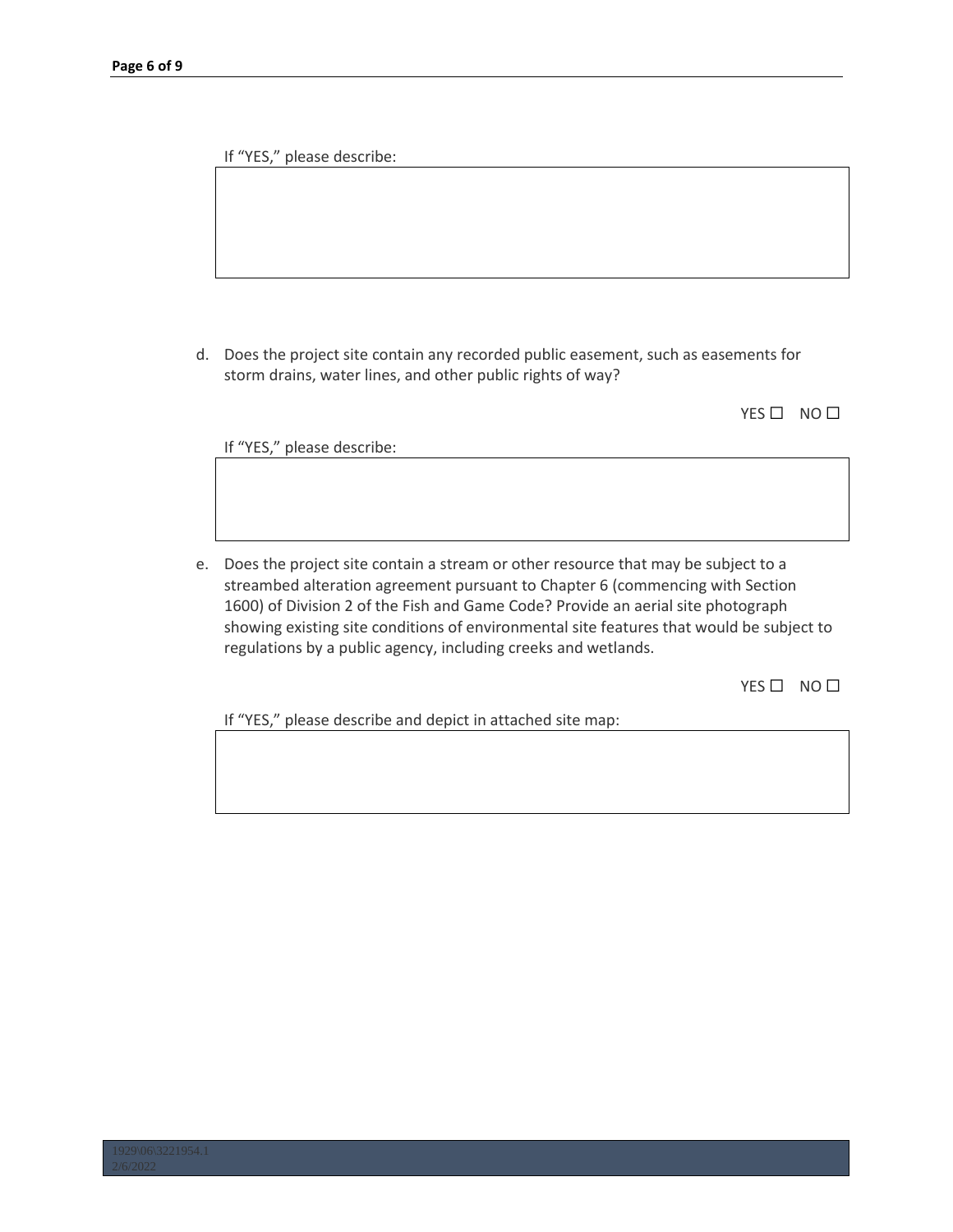If "YES," please describe:

d. Does the project site contain any recorded public easement, such as easements for storm drains, water lines, and other public rights of way?

YES ☐ NO ☐

If "YES," please describe:

e. Does the project site contain a stream or other resource that may be subject to a streambed alteration agreement pursuant to Chapter 6 (commencing with Section 1600) of Division 2 of the Fish and Game Code? Provide an aerial site photograph showing existing site conditions of environmental site features that would be subject to regulations by a public agency, including creeks and wetlands.

YES ☐ NO ☐

If "YES," please describe and depict in attached site map: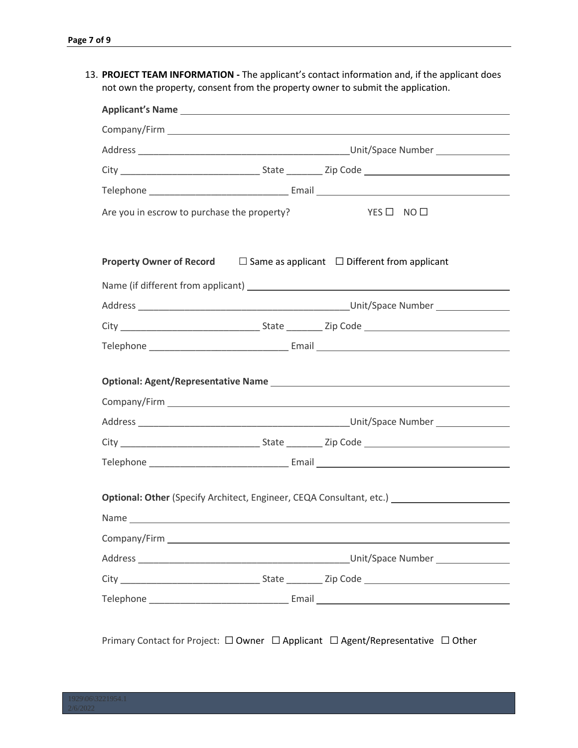13. **PROJECT TEAM INFORMATION -** The applicant's contact information and, if the applicant does not own the property, consent from the property owner to submit the application.

**Applicant's Name** ______________________________

Company/Firm ______________________________

Address ______________________________ Unit/Space Number ______________

City ______________________ State _______ Zip Code ______________________

Telephone ______________________ Email ______________________________

Are you in escrow to purchase the property? YES ☐ NO ☐

**Property Owner of Record** ☐ Same as applicant ☐ Different from applicant

Name (if different from applicant) ______________________________

Address ______________________________ Unit/Space Number ______________

City ______________________ State _______ Zip Code ______________________

Telephone ______________________ Email ______________________________

**Optional: Agent/Representative Name** ______________________________

Company/Firm ______________________________

Address ______________________________ Unit/Space Number ______________

City ______________________ State _______ Zip Code ______________________

Telephone ______________________ Email ______________________________

**Optional: Other** (Specify Architect, Engineer, CEQA Consultant, etc.) ______________________

Name ______________________________

Company/Firm ______________________________

Address ______________________________ Unit/Space Number ______________

City ______________________ State _______ Zip Code ______________________

Telephone ______________________ Email ______________________________

Primary Contact for Project: ☐ Owner ☐ Applicant ☐ Agent/Representative ☐ Other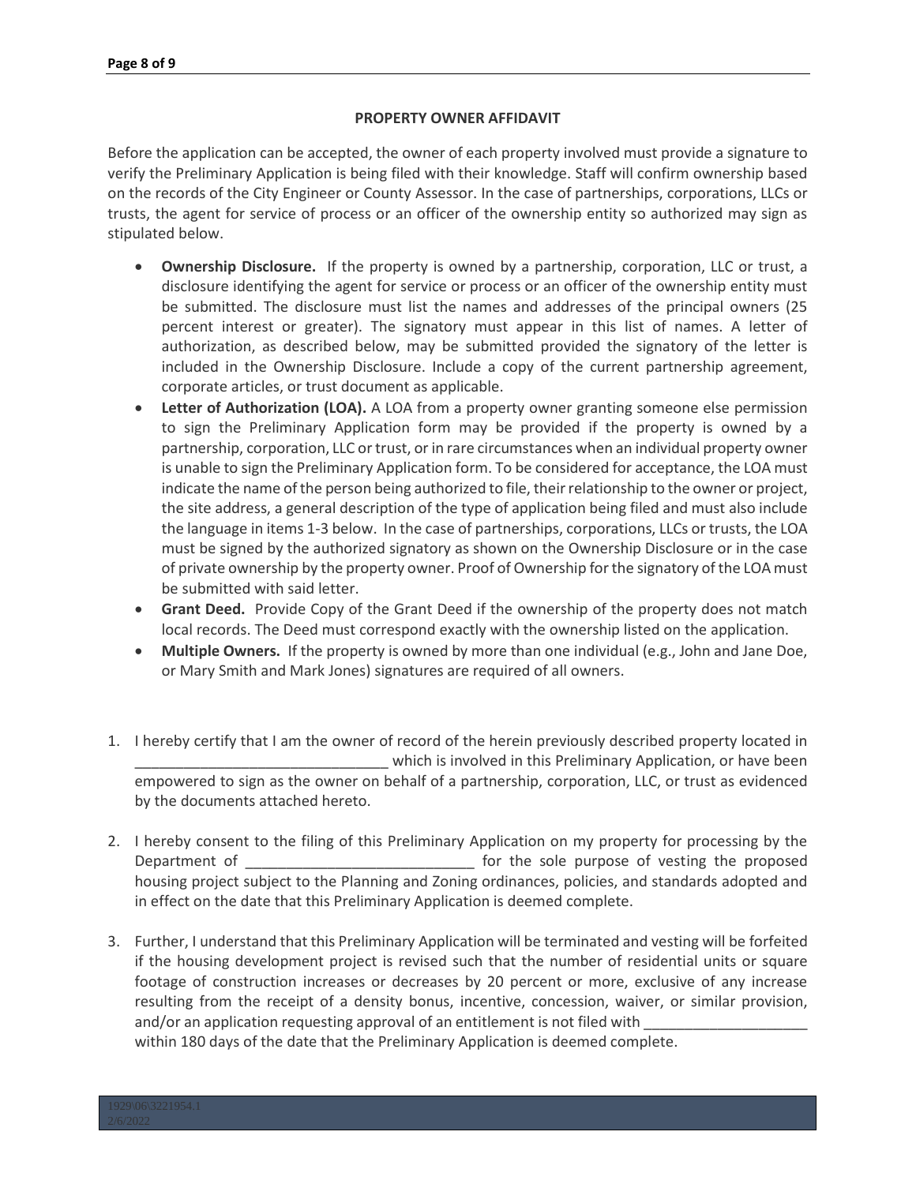## PROPERTY OWNER AFFIDAVIT

Before the application can be accepted, the owner of each property involved must provide a signature to verify the Preliminary Application is being filed with their knowledge. Staff will confirm ownership based on the records of the City Engineer or County Assessor. In the case of partnerships, corporations, LLCs or trusts, the agent for service of process or an officer of the ownership entity so authorized may sign as stipulated below.

- **Ownership Disclosure.** If the property is owned by a partnership, corporation, LLC or trust, a disclosure identifying the agent for service or process or an officer of the ownership entity must be submitted. The disclosure must list the names and addresses of the principal owners (25 percent interest or greater). The signatory must appear in this list of names. A letter of authorization, as described below, may be submitted provided the signatory of the letter is included in the Ownership Disclosure. Include a copy of the current partnership agreement, corporate articles, or trust document as applicable.
- **Letter of Authorization (LOA).** A LOA from a property owner granting someone else permission to sign the Preliminary Application form may be provided if the property is owned by a partnership, corporation, LLC or trust, or in rare circumstances when an individual property owner is unable to sign the Preliminary Application form. To be considered for acceptance, the LOA must indicate the name of the person being authorized to file, their relationship to the owner or project, the site address, a general description of the type of application being filed and must also include the language in items 1-3 below. In the case of partnerships, corporations, LLCs or trusts, the LOA must be signed by the authorized signatory as shown on the Ownership Disclosure or in the case of private ownership by the property owner. Proof of Ownership for the signatory of the LOA must be submitted with said letter.
- **Grant Deed.** Provide Copy of the Grant Deed if the ownership of the property does not match local records. The Deed must correspond exactly with the ownership listed on the application.
- **Multiple Owners.** If the property is owned by more than one individual (e.g., John and Jane Doe, or Mary Smith and Mark Jones) signatures are required of all owners.

1. I hereby certify that I am the owner of record of the herein previously described property located in _______________________________ which is involved in this Preliminary Application, or have been empowered to sign as the owner on behalf of a partnership, corporation, LLC, or trust as evidenced by the documents attached hereto.

2. I hereby consent to the filing of this Preliminary Application on my property for processing by the Department of ____________________________ for the sole purpose of vesting the proposed housing project subject to the Planning and Zoning ordinances, policies, and standards adopted and in effect on the date that this Preliminary Application is deemed complete.

3. Further, I understand that this Preliminary Application will be terminated and vesting will be forfeited if the housing development project is revised such that the number of residential units or square footage of construction increases or decreases by 20 percent or more, exclusive of any increase resulting from the receipt of a density bonus, incentive, concession, waiver, or similar provision, and/or an application requesting approval of an entitlement is not filed with ____________________ within 180 days of the date that the Preliminary Application is deemed complete.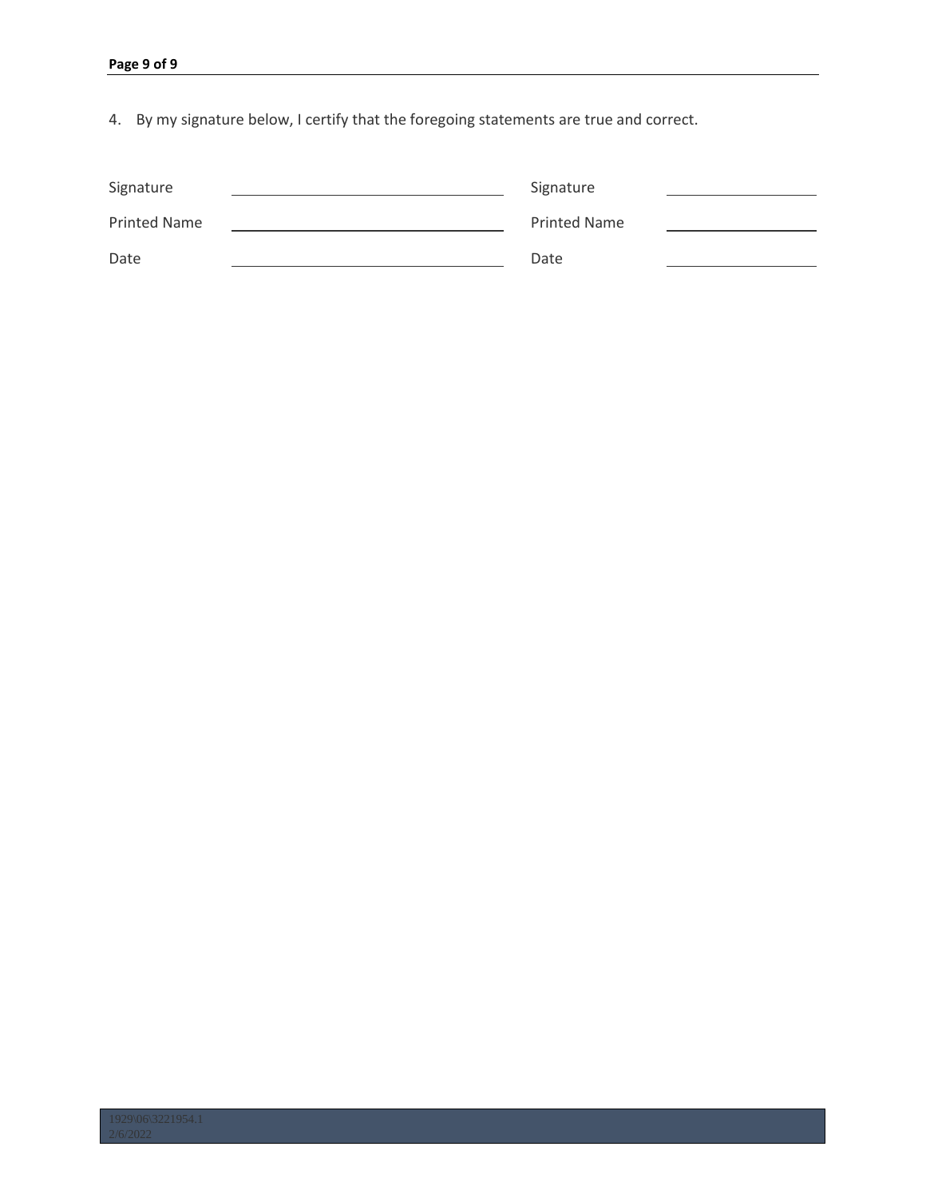4. By my signature below, I certify that the foregoing statements are true and correct.

| | | | |
|---|---|---|---|
| Signature | | Signature | |
| Printed Name | | Printed Name | |
| Date | | Date | |

1929\06\3221954.1
2/6/2022